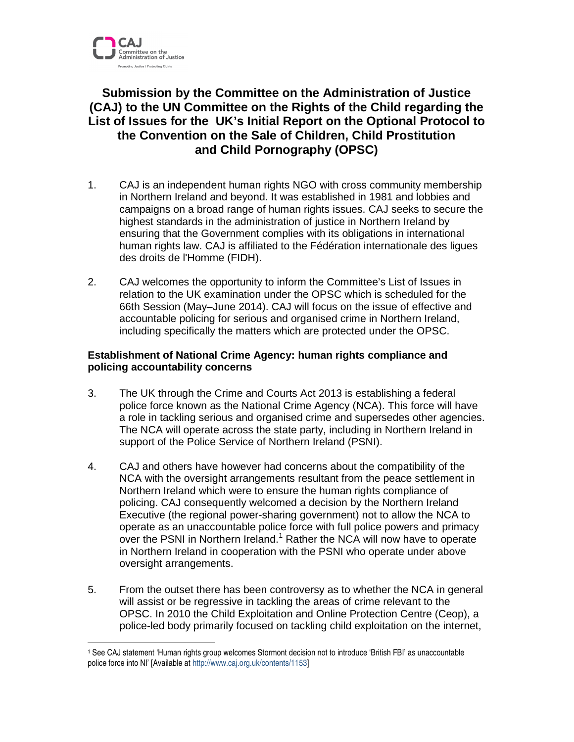CAJ
Committee on the
Administration of Justice
Promoting Justice / Protecting Rights

# Submission by the Committee on the Administration of Justice (CAJ) to the UN Committee on the Rights of the Child regarding the List of Issues for the UK's Initial Report on the Optional Protocol to the Convention on the Sale of Children, Child Prostitution and Child Pornography (OPSC)

1. CAJ is an independent human rights NGO with cross community membership in Northern Ireland and beyond. It was established in 1981 and lobbies and campaigns on a broad range of human rights issues. CAJ seeks to secure the highest standards in the administration of justice in Northern Ireland by ensuring that the Government complies with its obligations in international human rights law. CAJ is affiliated to the Fédération internationale des ligues des droits de l'Homme (FIDH).

2. CAJ welcomes the opportunity to inform the Committee's List of Issues in relation to the UK examination under the OPSC which is scheduled for the 66th Session (May–June 2014). CAJ will focus on the issue of effective and accountable policing for serious and organised crime in Northern Ireland, including specifically the matters which are protected under the OPSC.

### Establishment of National Crime Agency: human rights compliance and policing accountability concerns

3. The UK through the Crime and Courts Act 2013 is establishing a federal police force known as the National Crime Agency (NCA). This force will have a role in tackling serious and organised crime and supersedes other agencies. The NCA will operate across the state party, including in Northern Ireland in support of the Police Service of Northern Ireland (PSNI).

4. CAJ and others have however had concerns about the compatibility of the NCA with the oversight arrangements resultant from the peace settlement in Northern Ireland which were to ensure the human rights compliance of policing. CAJ consequently welcomed a decision by the Northern Ireland Executive (the regional power-sharing government) not to allow the NCA to operate as an unaccountable police force with full police powers and primacy over the PSNI in Northern Ireland.[1] Rather the NCA will now have to operate in Northern Ireland in cooperation with the PSNI who operate under above oversight arrangements.

5. From the outset there has been controversy as to whether the NCA in general will assist or be regressive in tackling the areas of crime relevant to the OPSC. In 2010 the Child Exploitation and Online Protection Centre (Ceop), a police-led body primarily focused on tackling child exploitation on the internet,

---

[1] See CAJ statement 'Human rights group welcomes Stormont decision not to introduce 'British FBI' as unaccountable police force into NI' [Available at http://www.caj.org.uk/contents/1153]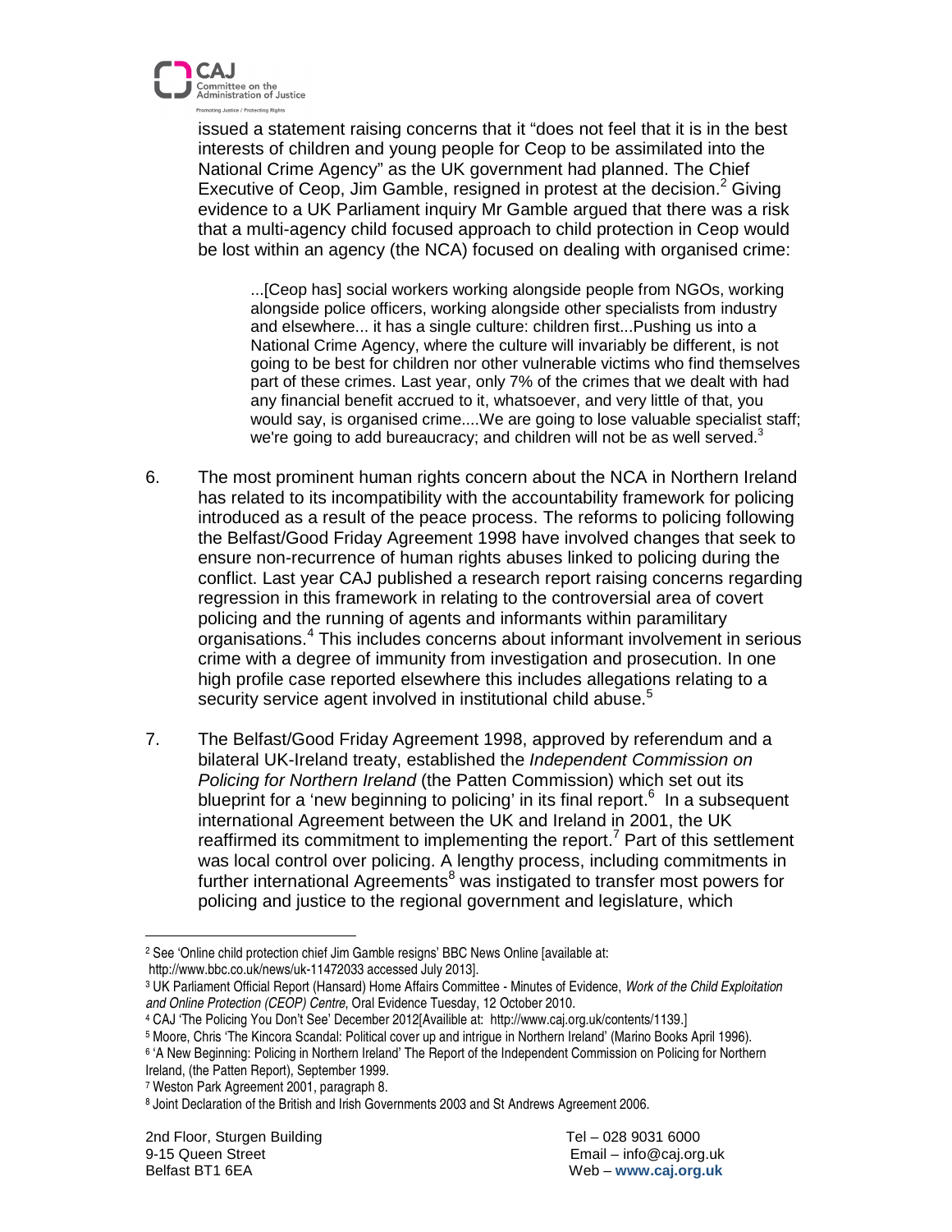issued a statement raising concerns that it "does not feel that it is in the best interests of children and young people for Ceop to be assimilated into the National Crime Agency" as the UK government had planned. The Chief Executive of Ceop, Jim Gamble, resigned in protest at the decision.[2] Giving evidence to a UK Parliament inquiry Mr Gamble argued that there was a risk that a multi-agency child focused approach to child protection in Ceop would be lost within an agency (the NCA) focused on dealing with organised crime:

> ...[Ceop has] social workers working alongside people from NGOs, working alongside police officers, working alongside other specialists from industry and elsewhere... it has a single culture: children first...Pushing us into a National Crime Agency, where the culture will invariably be different, is not going to be best for children nor other vulnerable victims who find themselves part of these crimes. Last year, only 7% of the crimes that we dealt with had any financial benefit accrued to it, whatsoever, and very little of that, you would say, is organised crime....We are going to lose valuable specialist staff; we're going to add bureaucracy; and children will not be as well served.[3]

6. The most prominent human rights concern about the NCA in Northern Ireland has related to its incompatibility with the accountability framework for policing introduced as a result of the peace process. The reforms to policing following the Belfast/Good Friday Agreement 1998 have involved changes that seek to ensure non-recurrence of human rights abuses linked to policing during the conflict. Last year CAJ published a research report raising concerns regarding regression in this framework in relating to the controversial area of covert policing and the running of agents and informants within paramilitary organisations.[4] This includes concerns about informant involvement in serious crime with a degree of immunity from investigation and prosecution. In one high profile case reported elsewhere this includes allegations relating to a security service agent involved in institutional child abuse.[5]

7. The Belfast/Good Friday Agreement 1998, approved by referendum and a bilateral UK-Ireland treaty, established the *Independent Commission on Policing for Northern Ireland* (the Patten Commission) which set out its blueprint for a 'new beginning to policing' in its final report.[6] In a subsequent international Agreement between the UK and Ireland in 2001, the UK reaffirmed its commitment to implementing the report.[7] Part of this settlement was local control over policing. A lengthy process, including commitments in further international Agreements[8] was instigated to transfer most powers for policing and justice to the regional government and legislature, which

---

[2] See 'Online child protection chief Jim Gamble resigns' BBC News Online [available at: http://www.bbc.co.uk/news/uk-11472033 accessed July 2013].

[3] UK Parliament Official Report (Hansard) Home Affairs Committee - Minutes of Evidence, *Work of the Child Exploitation and Online Protection (CEOP) Centre*, Oral Evidence Tuesday, 12 October 2010.

[4] CAJ 'The Policing You Don't See' December 2012[Availible at: http://www.caj.org.uk/contents/1139.]

[5] Moore, Chris 'The Kincora Scandal: Political cover up and intrigue in Northern Ireland' (Marino Books April 1996).

[6] 'A New Beginning: Policing in Northern Ireland' The Report of the Independent Commission on Policing for Northern Ireland, (the Patten Report), September 1999.

[7] Weston Park Agreement 2001, paragraph 8.

[8] Joint Declaration of the British and Irish Governments 2003 and St Andrews Agreement 2006.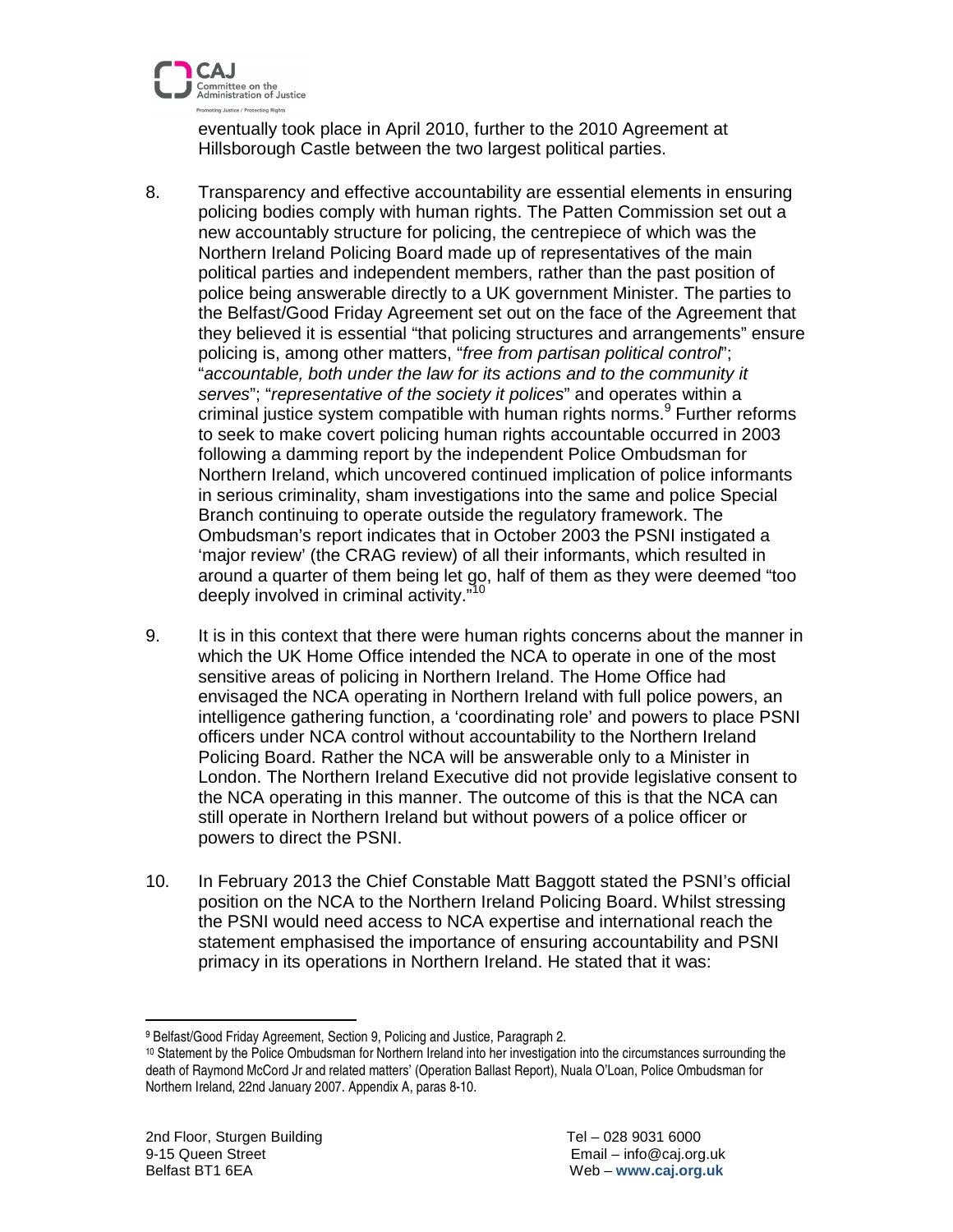eventually took place in April 2010, further to the 2010 Agreement at Hillsborough Castle between the two largest political parties.

8. Transparency and effective accountability are essential elements in ensuring policing bodies comply with human rights. The Patten Commission set out a new accountably structure for policing, the centrepiece of which was the Northern Ireland Policing Board made up of representatives of the main political parties and independent members, rather than the past position of police being answerable directly to a UK government Minister. The parties to the Belfast/Good Friday Agreement set out on the face of the Agreement that they believed it is essential "that policing structures and arrangements" ensure policing is, among other matters, "*free from partisan political control*"; "*accountable, both under the law for its actions and to the community it serves*"; "*representative of the society it polices*" and operates within a criminal justice system compatible with human rights norms.[9] Further reforms to seek to make covert policing human rights accountable occurred in 2003 following a damming report by the independent Police Ombudsman for Northern Ireland, which uncovered continued implication of police informants in serious criminality, sham investigations into the same and police Special Branch continuing to operate outside the regulatory framework. The Ombudsman's report indicates that in October 2003 the PSNI instigated a 'major review' (the CRAG review) of all their informants, which resulted in around a quarter of them being let go, half of them as they were deemed "too deeply involved in criminal activity."[10]

9. It is in this context that there were human rights concerns about the manner in which the UK Home Office intended the NCA to operate in one of the most sensitive areas of policing in Northern Ireland. The Home Office had envisaged the NCA operating in Northern Ireland with full police powers, an intelligence gathering function, a 'coordinating role' and powers to place PSNI officers under NCA control without accountability to the Northern Ireland Policing Board. Rather the NCA will be answerable only to a Minister in London. The Northern Ireland Executive did not provide legislative consent to the NCA operating in this manner. The outcome of this is that the NCA can still operate in Northern Ireland but without powers of a police officer or powers to direct the PSNI.

10. In February 2013 the Chief Constable Matt Baggott stated the PSNI's official position on the NCA to the Northern Ireland Policing Board. Whilst stressing the PSNI would need access to NCA expertise and international reach the statement emphasised the importance of ensuring accountability and PSNI primacy in its operations in Northern Ireland. He stated that it was:

---

[9] Belfast/Good Friday Agreement, Section 9, Policing and Justice, Paragraph 2.

[10] Statement by the Police Ombudsman for Northern Ireland into her investigation into the circumstances surrounding the death of Raymond McCord Jr and related matters' (Operation Ballast Report), Nuala O'Loan, Police Ombudsman for Northern Ireland, 22nd January 2007. Appendix A, paras 8-10.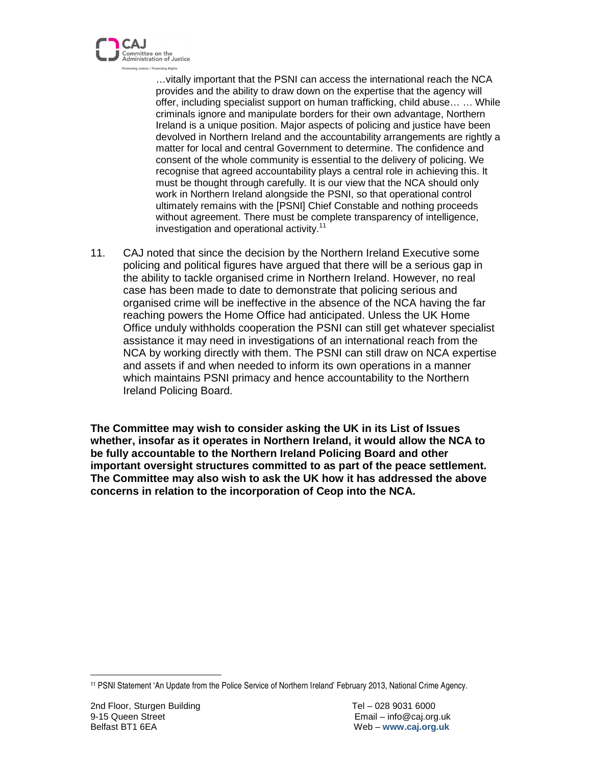> …vitally important that the PSNI can access the international reach the NCA provides and the ability to draw down on the expertise that the agency will offer, including specialist support on human trafficking, child abuse… … While criminals ignore and manipulate borders for their own advantage, Northern Ireland is a unique position. Major aspects of policing and justice have been devolved in Northern Ireland and the accountability arrangements are rightly a matter for local and central Government to determine. The confidence and consent of the whole community is essential to the delivery of policing. We recognise that agreed accountability plays a central role in achieving this. It must be thought through carefully. It is our view that the NCA should only work in Northern Ireland alongside the PSNI, so that operational control ultimately remains with the [PSNI] Chief Constable and nothing proceeds without agreement. There must be complete transparency of intelligence, investigation and operational activity.[11]

11. CAJ noted that since the decision by the Northern Ireland Executive some policing and political figures have argued that there will be a serious gap in the ability to tackle organised crime in Northern Ireland. However, no real case has been made to date to demonstrate that policing serious and organised crime will be ineffective in the absence of the NCA having the far reaching powers the Home Office had anticipated. Unless the UK Home Office unduly withholds cooperation the PSNI can still get whatever specialist assistance it may need in investigations of an international reach from the NCA by working directly with them. The PSNI can still draw on NCA expertise and assets if and when needed to inform its own operations in a manner which maintains PSNI primacy and hence accountability to the Northern Ireland Policing Board.

**The Committee may wish to consider asking the UK in its List of Issues whether, insofar as it operates in Northern Ireland, it would allow the NCA to be fully accountable to the Northern Ireland Policing Board and other important oversight structures committed to as part of the peace settlement. The Committee may also wish to ask the UK how it has addressed the above concerns in relation to the incorporation of Ceop into the NCA.**

[11] PSNI Statement 'An Update from the Police Service of Northern Ireland' February 2013, National Crime Agency.